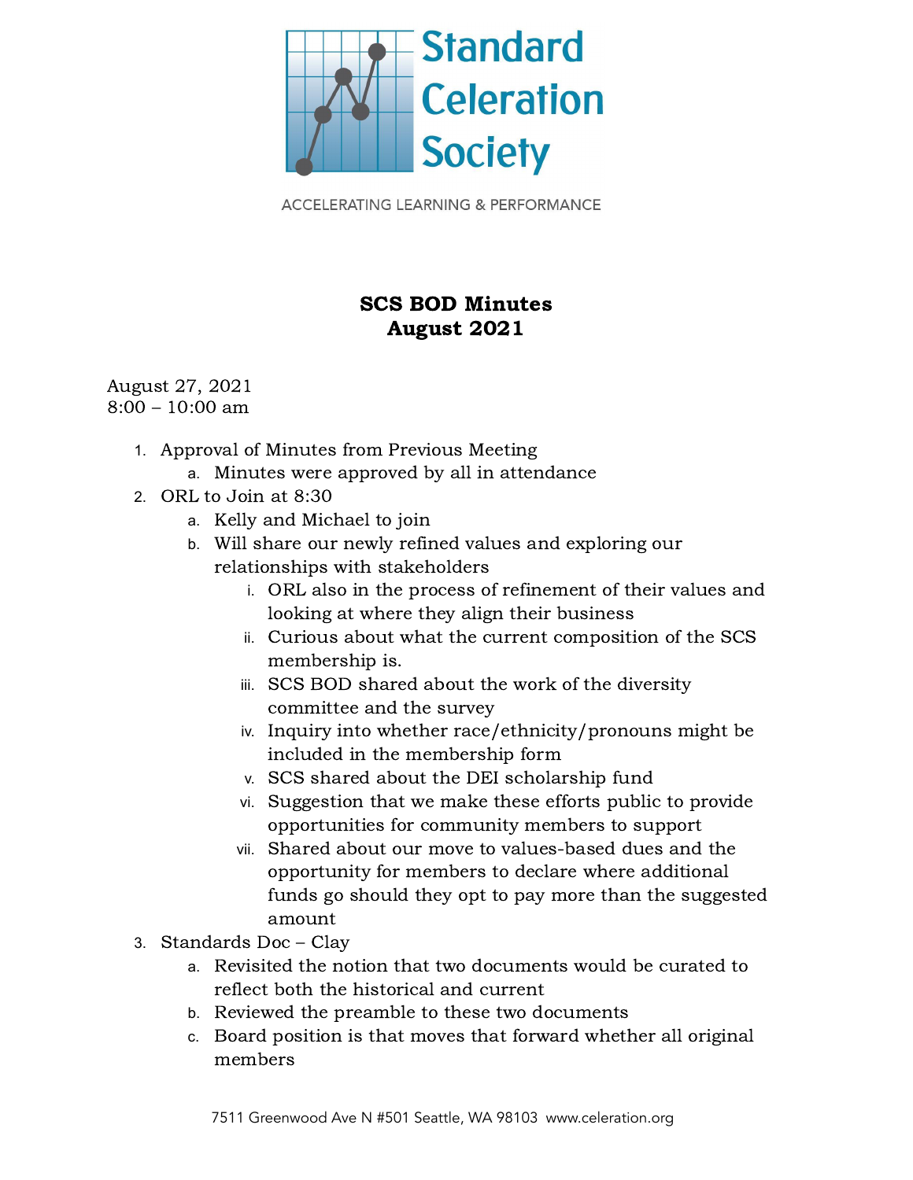# SCS BOD Minutes
## August 2021

August 27, 2021
8:00 – 10:00 am

1. Approval of Minutes from Previous Meeting
   a. Minutes were approved by all in attendance
2. ORL to Join at 8:30
   a. Kelly and Michael to join
   b. Will share our newly refined values and exploring our relationships with stakeholders
      i. ORL also in the process of refinement of their values and looking at where they align their business
      ii. Curious about what the current composition of the SCS membership is.
      iii. SCS BOD shared about the work of the diversity committee and the survey
      iv. Inquiry into whether race/ethnicity/pronouns might be included in the membership form
      v. SCS shared about the DEI scholarship fund
      vi. Suggestion that we make these efforts public to provide opportunities for community members to support
      vii. Shared about our move to values-based dues and the opportunity for members to declare where additional funds go should they opt to pay more than the suggested amount
3. Standards Doc – Clay
   a. Revisited the notion that two documents would be curated to reflect both the historical and current
   b. Reviewed the preamble to these two documents
   c. Board position is that moves that forward whether all original members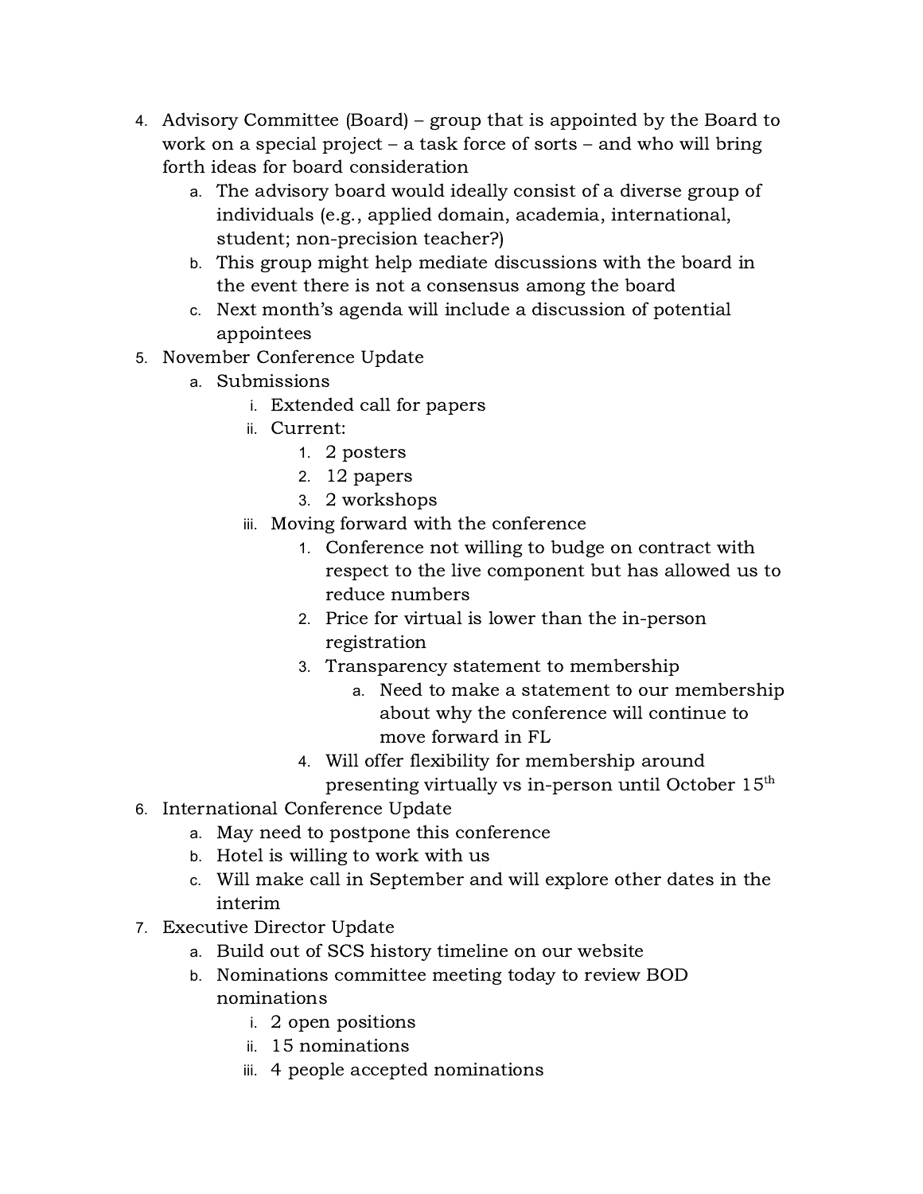4. Advisory Committee (Board) – group that is appointed by the Board to work on a special project – a task force of sorts – and who will bring forth ideas for board consideration
    a. The advisory board would ideally consist of a diverse group of individuals (e.g., applied domain, academia, international, student; non-precision teacher?)
    b. This group might help mediate discussions with the board in the event there is not a consensus among the board
    c. Next month's agenda will include a discussion of potential appointees
5. November Conference Update
    a. Submissions
        i. Extended call for papers
        ii. Current:
            1. 2 posters
            2. 12 papers
            3. 2 workshops
        iii. Moving forward with the conference
            1. Conference not willing to budge on contract with respect to the live component but has allowed us to reduce numbers
            2. Price for virtual is lower than the in-person registration
            3. Transparency statement to membership
                a. Need to make a statement to our membership about why the conference will continue to move forward in FL
            4. Will offer flexibility for membership around presenting virtually vs in-person until October 15th
6. International Conference Update
    a. May need to postpone this conference
    b. Hotel is willing to work with us
    c. Will make call in September and will explore other dates in the interim
7. Executive Director Update
    a. Build out of SCS history timeline on our website
    b. Nominations committee meeting today to review BOD nominations
        i. 2 open positions
        ii. 15 nominations
        iii. 4 people accepted nominations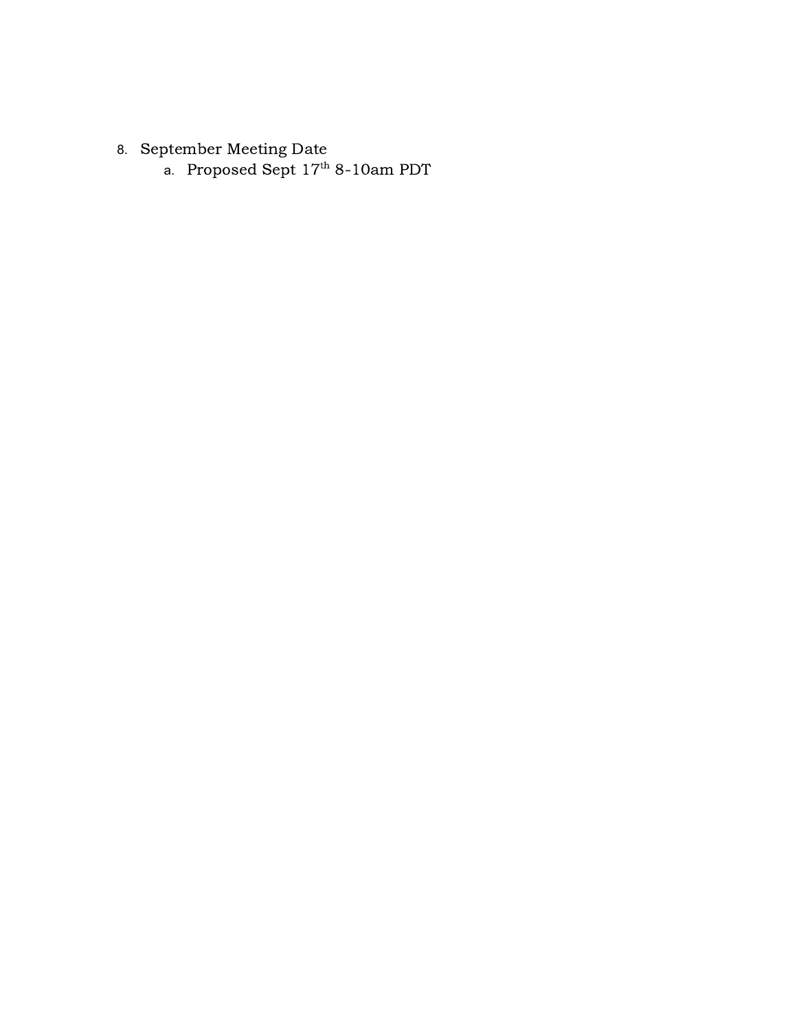8. September Meeting Date
    a. Proposed Sept 17th 8-10am PDT